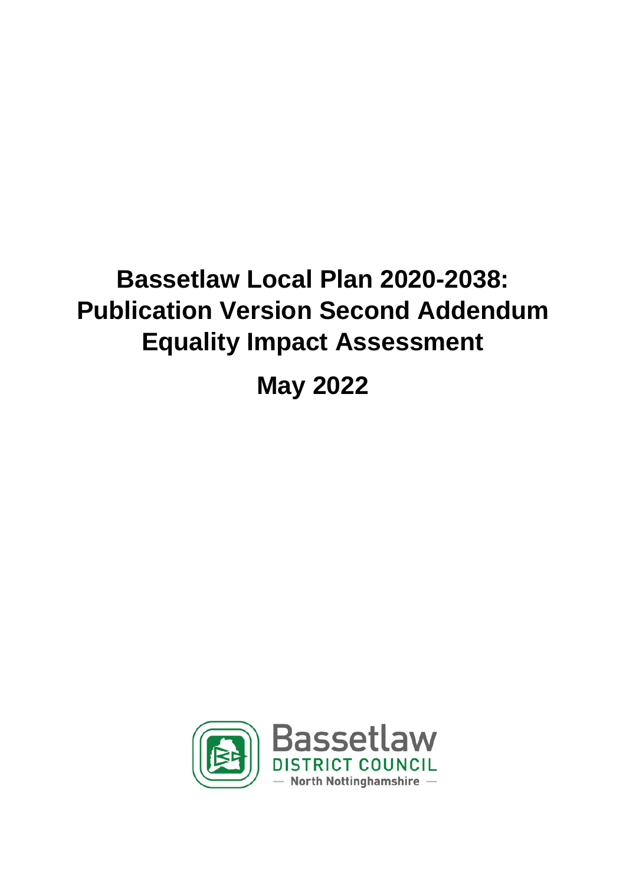# Bassetlaw Local Plan 2020-2038: Publication Version Second Addendum Equality Impact Assessment

## May 2022

Bassetlaw
DISTRICT COUNCIL
— North Nottinghamshire —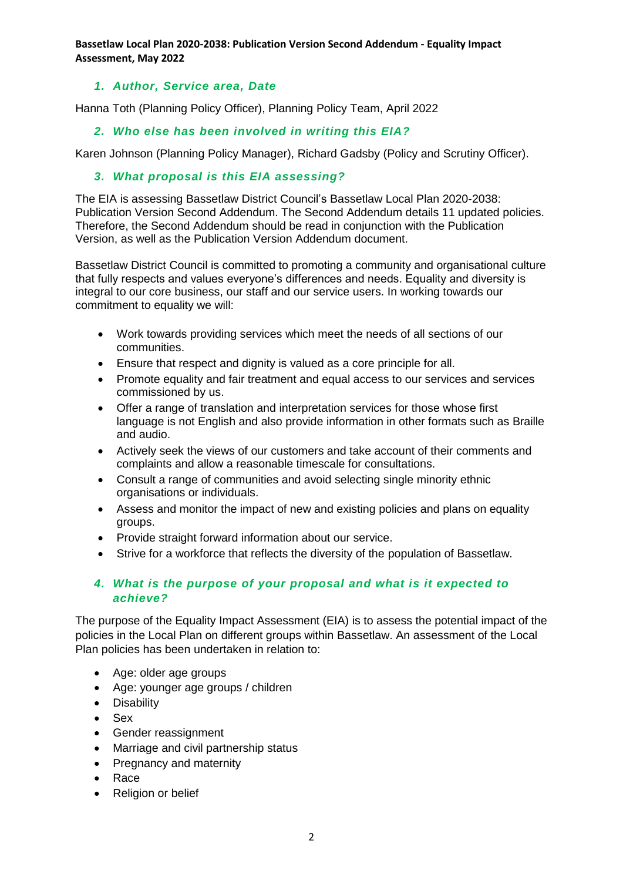**Bassetlaw Local Plan 2020-2038: Publication Version Second Addendum - Equality Impact Assessment, May 2022**

## 1. *Author, Service area, Date*

Hanna Toth (Planning Policy Officer), Planning Policy Team, April 2022

## 2. *Who else has been involved in writing this EIA?*

Karen Johnson (Planning Policy Manager), Richard Gadsby (Policy and Scrutiny Officer).

## 3. *What proposal is this EIA assessing?*

The EIA is assessing Bassetlaw District Council's Bassetlaw Local Plan 2020-2038: Publication Version Second Addendum. The Second Addendum details 11 updated policies. Therefore, the Second Addendum should be read in conjunction with the Publication Version, as well as the Publication Version Addendum document.

Bassetlaw District Council is committed to promoting a community and organisational culture that fully respects and values everyone's differences and needs. Equality and diversity is integral to our core business, our staff and our service users. In working towards our commitment to equality we will:

- Work towards providing services which meet the needs of all sections of our communities.
- Ensure that respect and dignity is valued as a core principle for all.
- Promote equality and fair treatment and equal access to our services and services commissioned by us.
- Offer a range of translation and interpretation services for those whose first language is not English and also provide information in other formats such as Braille and audio.
- Actively seek the views of our customers and take account of their comments and complaints and allow a reasonable timescale for consultations.
- Consult a range of communities and avoid selecting single minority ethnic organisations or individuals.
- Assess and monitor the impact of new and existing policies and plans on equality groups.
- Provide straight forward information about our service.
- Strive for a workforce that reflects the diversity of the population of Bassetlaw.

## 4. *What is the purpose of your proposal and what is it expected to achieve?*

The purpose of the Equality Impact Assessment (EIA) is to assess the potential impact of the policies in the Local Plan on different groups within Bassetlaw. An assessment of the Local Plan policies has been undertaken in relation to:

- Age: older age groups
- Age: younger age groups / children
- Disability
- Sex
- Gender reassignment
- Marriage and civil partnership status
- Pregnancy and maternity
- Race
- Religion or belief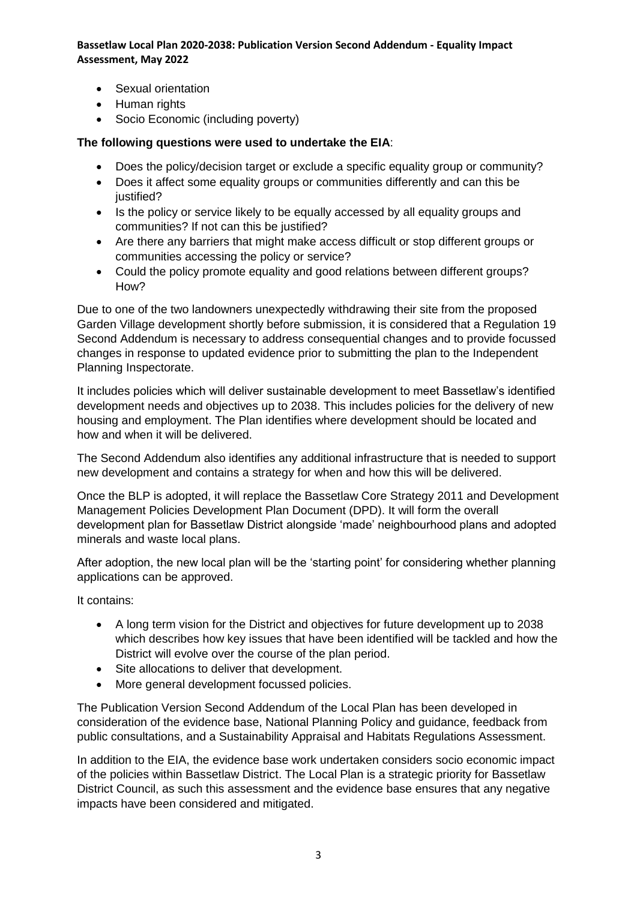- Sexual orientation
- Human rights
- Socio Economic (including poverty)

**The following questions were used to undertake the EIA**:

- Does the policy/decision target or exclude a specific equality group or community?
- Does it affect some equality groups or communities differently and can this be justified?
- Is the policy or service likely to be equally accessed by all equality groups and communities? If not can this be justified?
- Are there any barriers that might make access difficult or stop different groups or communities accessing the policy or service?
- Could the policy promote equality and good relations between different groups? How?

Due to one of the two landowners unexpectedly withdrawing their site from the proposed Garden Village development shortly before submission, it is considered that a Regulation 19 Second Addendum is necessary to address consequential changes and to provide focussed changes in response to updated evidence prior to submitting the plan to the Independent Planning Inspectorate.

It includes policies which will deliver sustainable development to meet Bassetlaw's identified development needs and objectives up to 2038. This includes policies for the delivery of new housing and employment. The Plan identifies where development should be located and how and when it will be delivered.

The Second Addendum also identifies any additional infrastructure that is needed to support new development and contains a strategy for when and how this will be delivered.

Once the BLP is adopted, it will replace the Bassetlaw Core Strategy 2011 and Development Management Policies Development Plan Document (DPD). It will form the overall development plan for Bassetlaw District alongside 'made' neighbourhood plans and adopted minerals and waste local plans.

After adoption, the new local plan will be the 'starting point' for considering whether planning applications can be approved.

It contains:

- A long term vision for the District and objectives for future development up to 2038 which describes how key issues that have been identified will be tackled and how the District will evolve over the course of the plan period.
- Site allocations to deliver that development.
- More general development focussed policies.

The Publication Version Second Addendum of the Local Plan has been developed in consideration of the evidence base, National Planning Policy and guidance, feedback from public consultations, and a Sustainability Appraisal and Habitats Regulations Assessment.

In addition to the EIA, the evidence base work undertaken considers socio economic impact of the policies within Bassetlaw District. The Local Plan is a strategic priority for Bassetlaw District Council, as such this assessment and the evidence base ensures that any negative impacts have been considered and mitigated.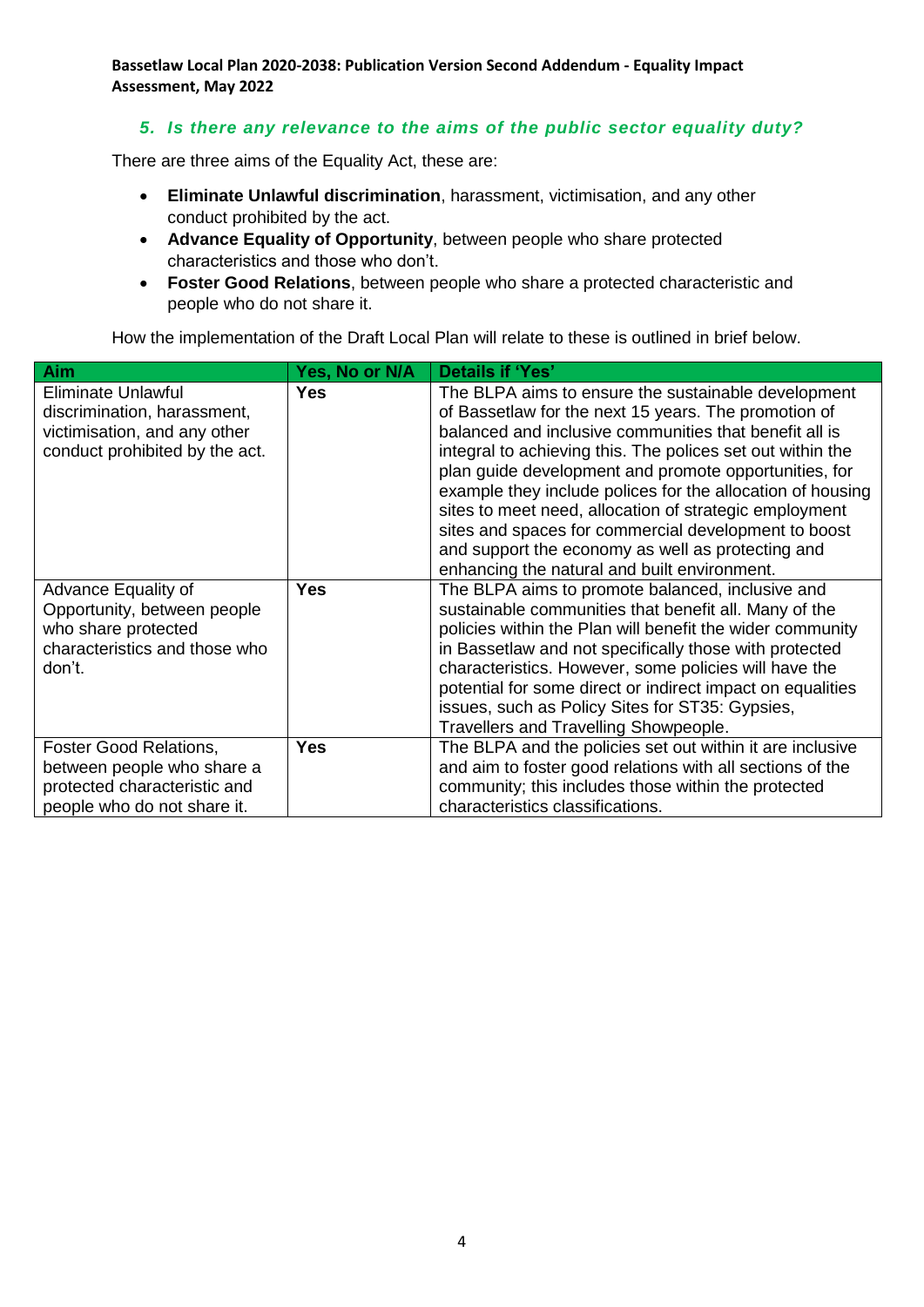### *5. Is there any relevance to the aims of the public sector equality duty?*

There are three aims of the Equality Act, these are:

- **Eliminate Unlawful discrimination**, harassment, victimisation, and any other conduct prohibited by the act.
- **Advance Equality of Opportunity**, between people who share protected characteristics and those who don't.
- **Foster Good Relations**, between people who share a protected characteristic and people who do not share it.

How the implementation of the Draft Local Plan will relate to these is outlined in brief below.

| Aim | Yes, No or N/A | Details if 'Yes' |
| --- | --- | --- |
| Eliminate Unlawful discrimination, harassment, victimisation, and any other conduct prohibited by the act. | **Yes** | The BLPA aims to ensure the sustainable development of Bassetlaw for the next 15 years. The promotion of balanced and inclusive communities that benefit all is integral to achieving this. The polices set out within the plan guide development and promote opportunities, for example they include polices for the allocation of housing sites to meet need, allocation of strategic employment sites and spaces for commercial development to boost and support the economy as well as protecting and enhancing the natural and built environment. |
| Advance Equality of Opportunity, between people who share protected characteristics and those who don't. | **Yes** | The BLPA aims to promote balanced, inclusive and sustainable communities that benefit all. Many of the policies within the Plan will benefit the wider community in Bassetlaw and not specifically those with protected characteristics. However, some policies will have the potential for some direct or indirect impact on equalities issues, such as Policy Sites for ST35: Gypsies, Travellers and Travelling Showpeople. |
| Foster Good Relations, between people who share a protected characteristic and people who do not share it. | **Yes** | The BLPA and the policies set out within it are inclusive and aim to foster good relations with all sections of the community; this includes those within the protected characteristics classifications. |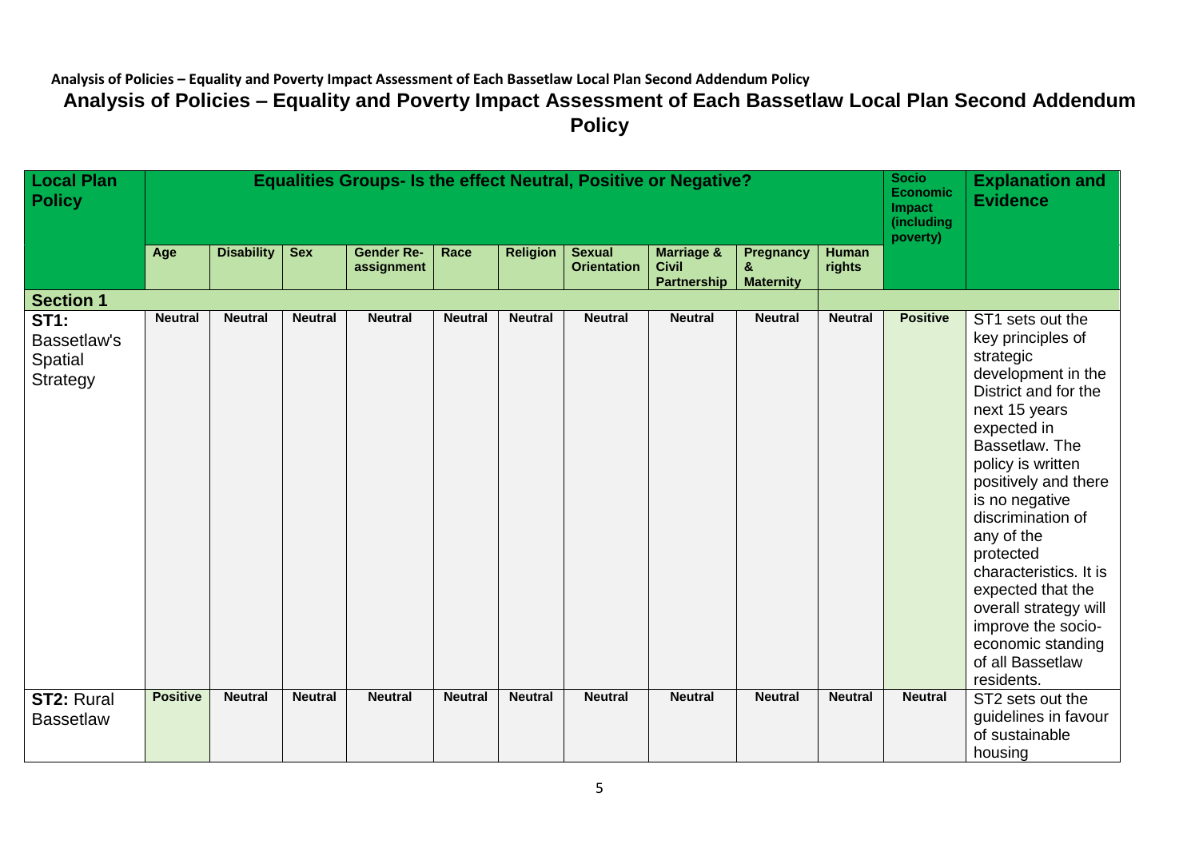**Analysis of Policies – Equality and Poverty Impact Assessment of Each Bassetlaw Local Plan Second Addendum Policy**

## Analysis of Policies – Equality and Poverty Impact Assessment of Each Bassetlaw Local Plan Second Addendum Policy

| Local Plan Policy | Equalities Groups- Is the effect Neutral, Positive or Negative? | | | | | | | | | | Socio Economic Impact (including poverty) | Explanation and Evidence |
|---|---|---|---|---|---|---|---|---|---|---|---|---|
| | Age | Disability | Sex | Gender Re-assignment | Race | Religion | Sexual Orientation | Marriage & Civil Partnership | Pregnancy & Maternity | Human rights | | |
| **Section 1** | | | | | | | | | | | | |
| **ST1:** Bassetlaw's Spatial Strategy | Neutral | Neutral | Neutral | Neutral | Neutral | Neutral | Neutral | Neutral | Neutral | Neutral | Positive | ST1 sets out the key principles of strategic development in the District and for the next 15 years expected in Bassetlaw. The policy is written positively and there is no negative discrimination of any of the protected characteristics. It is expected that the overall strategy will improve the socio-economic standing of all Bassetlaw residents. |
| **ST2:** Rural Bassetlaw | Positive | Neutral | Neutral | Neutral | Neutral | Neutral | Neutral | Neutral | Neutral | Neutral | Neutral | ST2 sets out the guidelines in favour of sustainable housing |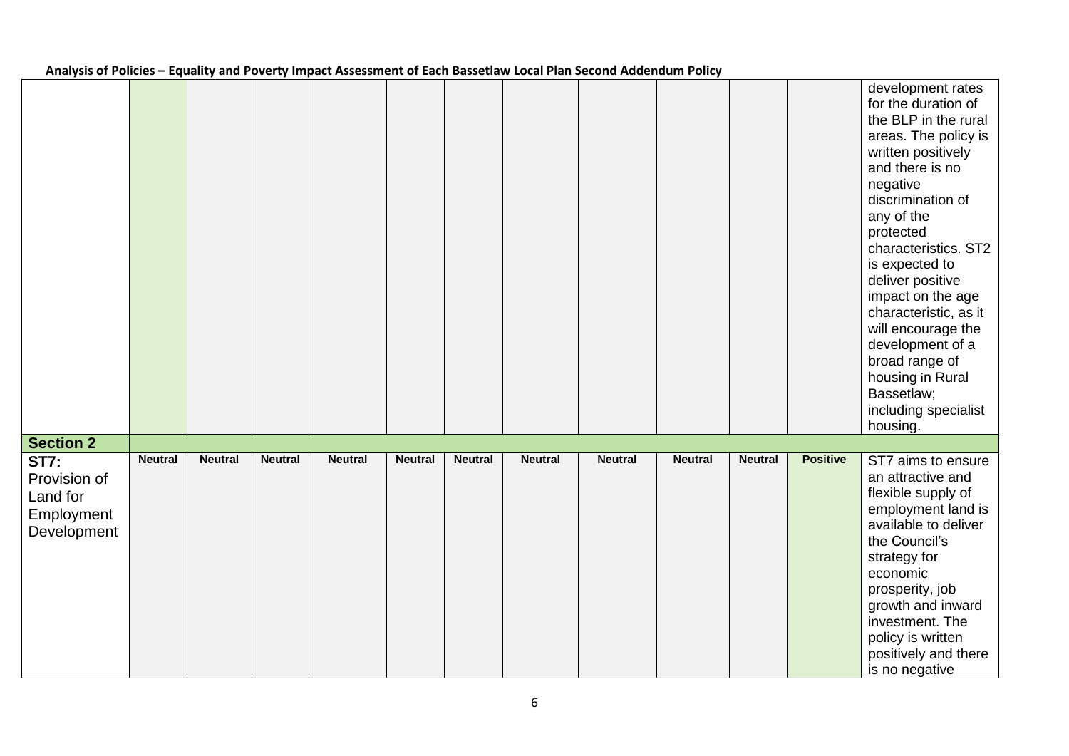## Analysis of Policies – Equality and Poverty Impact Assessment of Each Bassetlaw Local Plan Second Addendum Policy

| | | | | | | | | | | | | |
|---|---|---|---|---|---|---|---|---|---|---|---|---|
| | | | | | | | | | | | | development rates for the duration of the BLP in the rural areas. The policy is written positively and there is no negative discrimination of any of the protected characteristics. ST2 is expected to deliver positive impact on the age characteristic, as it will encourage the development of a broad range of housing in Rural Bassetlaw; including specialist housing. |
| **Section 2** | | | | | | | | | | | | |
| **ST7:** Provision of Land for Employment Development | **Neutral** | **Neutral** | **Neutral** | **Neutral** | **Neutral** | **Neutral** | **Neutral** | **Neutral** | **Neutral** | **Neutral** | **Positive** | ST7 aims to ensure an attractive and flexible supply of employment land is available to deliver the Council's strategy for economic prosperity, job growth and inward investment. The policy is written positively and there is no negative |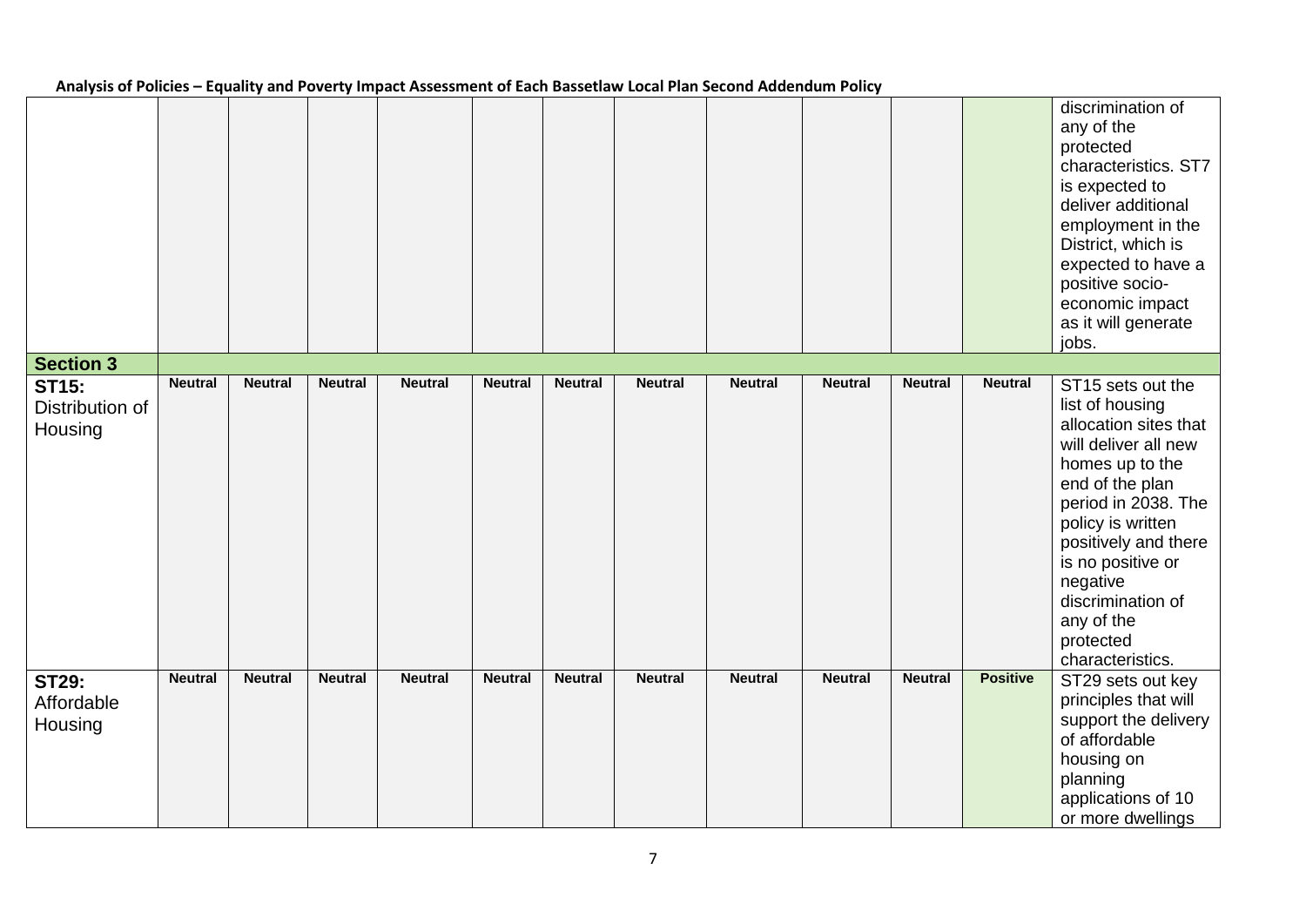**Analysis of Policies – Equality and Poverty Impact Assessment of Each Bassetlaw Local Plan Second Addendum Policy**

| | | | | | | | | | | | | |
|---|---|---|---|---|---|---|---|---|---|---|---|---|
| | | | | | | | | | | | | discrimination of any of the protected characteristics. ST7 is expected to deliver additional employment in the District, which is expected to have a positive socio-economic impact as it will generate jobs. |
| **Section 3** | | | | | | | | | | | | |
| **ST15:** Distribution of Housing | **Neutral** | **Neutral** | **Neutral** | **Neutral** | **Neutral** | **Neutral** | **Neutral** | **Neutral** | **Neutral** | **Neutral** | **Neutral** | ST15 sets out the list of housing allocation sites that will deliver all new homes up to the end of the plan period in 2038. The policy is written positively and there is no positive or negative discrimination of any of the protected characteristics. |
| **ST29:** Affordable Housing | **Neutral** | **Neutral** | **Neutral** | **Neutral** | **Neutral** | **Neutral** | **Neutral** | **Neutral** | **Neutral** | **Neutral** | **Positive** | ST29 sets out key principles that will support the delivery of affordable housing on planning applications of 10 or more dwellings |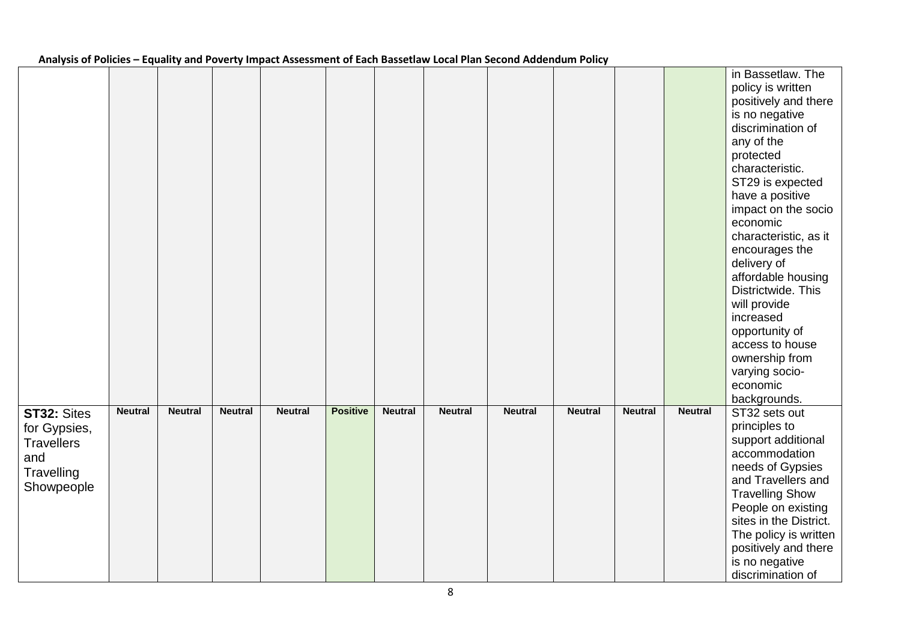**Analysis of Policies – Equality and Poverty Impact Assessment of Each Bassetlaw Local Plan Second Addendum Policy**

| | | | | | | | | | | | | |
|---|---|---|---|---|---|---|---|---|---|---|---|---|
| | | | | | | | | | | | | in Bassetlaw. The policy is written positively and there is no negative discrimination of any of the protected characteristic. ST29 is expected have a positive impact on the socio economic characteristic, as it encourages the delivery of affordable housing Districtwide. This will provide increased opportunity of access to house ownership from varying socio-economic backgrounds. |
| **ST32:** Sites for Gypsies, Travellers and Travelling Showpeople | **Neutral** | **Neutral** | **Neutral** | **Neutral** | **Positive** | **Neutral** | **Neutral** | **Neutral** | **Neutral** | **Neutral** | **Neutral** | ST32 sets out principles to support additional accommodation needs of Gypsies and Travellers and Travelling Show People on existing sites in the District. The policy is written positively and there is no negative discrimination of |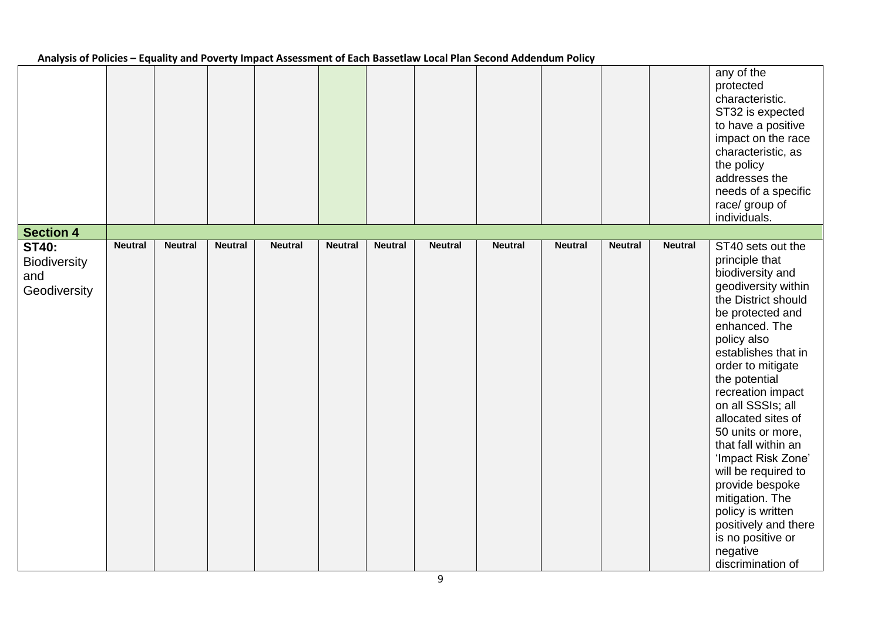**Analysis of Policies – Equality and Poverty Impact Assessment of Each Bassetlaw Local Plan Second Addendum Policy**

| | | | | | | | | | | | | |
|---|---|---|---|---|---|---|---|---|---|---|---|---|
| | | | | | | | | | | | | any of the protected characteristic. ST32 is expected to have a positive impact on the race characteristic, as the policy addresses the needs of a specific race/ group of individuals. |
| **Section 4** | | | | | | | | | | | | |
| **ST40:** Biodiversity and Geodiversity | **Neutral** | **Neutral** | **Neutral** | **Neutral** | **Neutral** | **Neutral** | **Neutral** | **Neutral** | **Neutral** | **Neutral** | **Neutral** | ST40 sets out the principle that biodiversity and geodiversity within the District should be protected and enhanced. The policy also establishes that in order to mitigate the potential recreation impact on all SSSIs; all allocated sites of 50 units or more, that fall within an 'Impact Risk Zone' will be required to provide bespoke mitigation. The policy is written positively and there is no positive or negative discrimination of |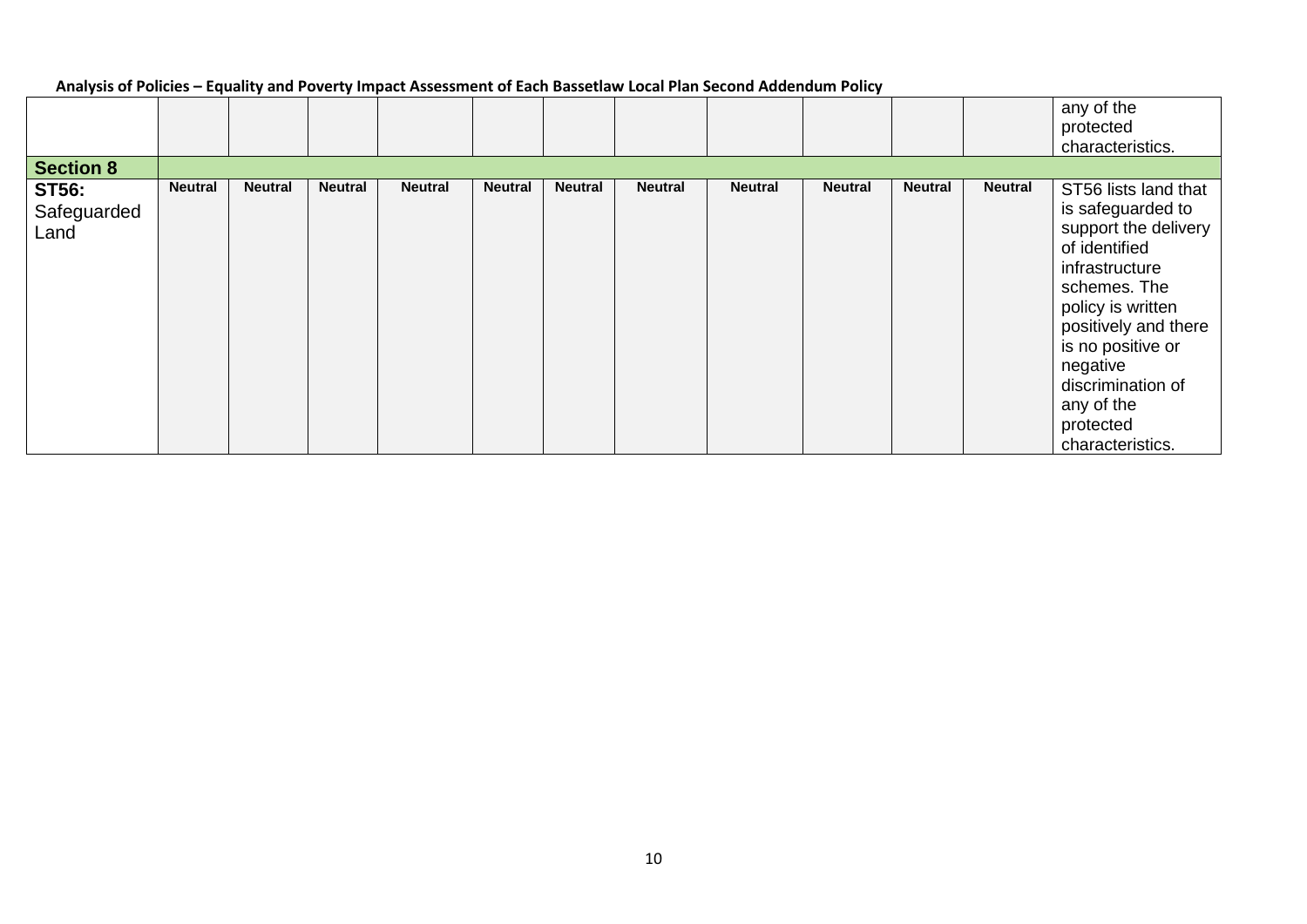**Analysis of Policies – Equality and Poverty Impact Assessment of Each Bassetlaw Local Plan Second Addendum Policy**

| | | | | | | | | | | | | |
|---|---|---|---|---|---|---|---|---|---|---|---|---|
| | | | | | | | | | | | | any of the protected characteristics. |
| **Section 8** | | | | | | | | | | | | |
| **ST56:** Safeguarded Land | **Neutral** | **Neutral** | **Neutral** | **Neutral** | **Neutral** | **Neutral** | **Neutral** | **Neutral** | **Neutral** | **Neutral** | **Neutral** | ST56 lists land that is safeguarded to support the delivery of identified infrastructure schemes. The policy is written positively and there is no positive or negative discrimination of any of the protected characteristics. |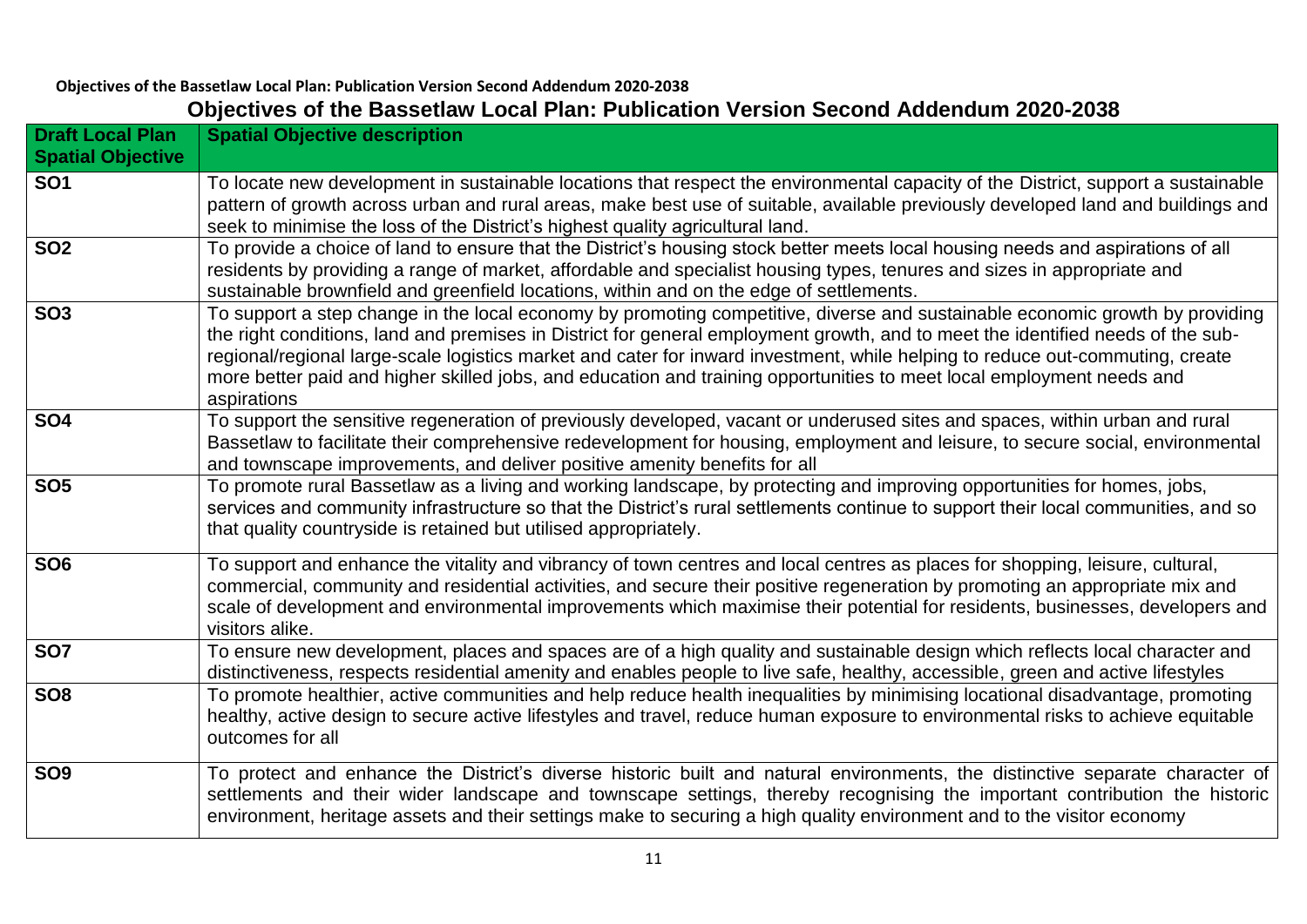**Objectives of the Bassetlaw Local Plan: Publication Version Second Addendum 2020-2038**

## Objectives of the Bassetlaw Local Plan: Publication Version Second Addendum 2020-2038

| Draft Local Plan Spatial Objective | Spatial Objective description |
| --- | --- |
| **SO1** | To locate new development in sustainable locations that respect the environmental capacity of the District, support a sustainable pattern of growth across urban and rural areas, make best use of suitable, available previously developed land and buildings and seek to minimise the loss of the District's highest quality agricultural land. |
| **SO2** | To provide a choice of land to ensure that the District's housing stock better meets local housing needs and aspirations of all residents by providing a range of market, affordable and specialist housing types, tenures and sizes in appropriate and sustainable brownfield and greenfield locations, within and on the edge of settlements. |
| **SO3** | To support a step change in the local economy by promoting competitive, diverse and sustainable economic growth by providing the right conditions, land and premises in District for general employment growth, and to meet the identified needs of the sub-regional/regional large-scale logistics market and cater for inward investment, while helping to reduce out-commuting, create more better paid and higher skilled jobs, and education and training opportunities to meet local employment needs and aspirations |
| **SO4** | To support the sensitive regeneration of previously developed, vacant or underused sites and spaces, within urban and rural Bassetlaw to facilitate their comprehensive redevelopment for housing, employment and leisure, to secure social, environmental and townscape improvements, and deliver positive amenity benefits for all |
| **SO5** | To promote rural Bassetlaw as a living and working landscape, by protecting and improving opportunities for homes, jobs, services and community infrastructure so that the District's rural settlements continue to support their local communities, and so that quality countryside is retained but utilised appropriately. |
| **SO6** | To support and enhance the vitality and vibrancy of town centres and local centres as places for shopping, leisure, cultural, commercial, community and residential activities, and secure their positive regeneration by promoting an appropriate mix and scale of development and environmental improvements which maximise their potential for residents, businesses, developers and visitors alike. |
| **SO7** | To ensure new development, places and spaces are of a high quality and sustainable design which reflects local character and distinctiveness, respects residential amenity and enables people to live safe, healthy, accessible, green and active lifestyles |
| **SO8** | To promote healthier, active communities and help reduce health inequalities by minimising locational disadvantage, promoting healthy, active design to secure active lifestyles and travel, reduce human exposure to environmental risks to achieve equitable outcomes for all |
| **SO9** | To protect and enhance the District's diverse historic built and natural environments, the distinctive separate character of settlements and their wider landscape and townscape settings, thereby recognising the important contribution the historic environment, heritage assets and their settings make to securing a high quality environment and to the visitor economy |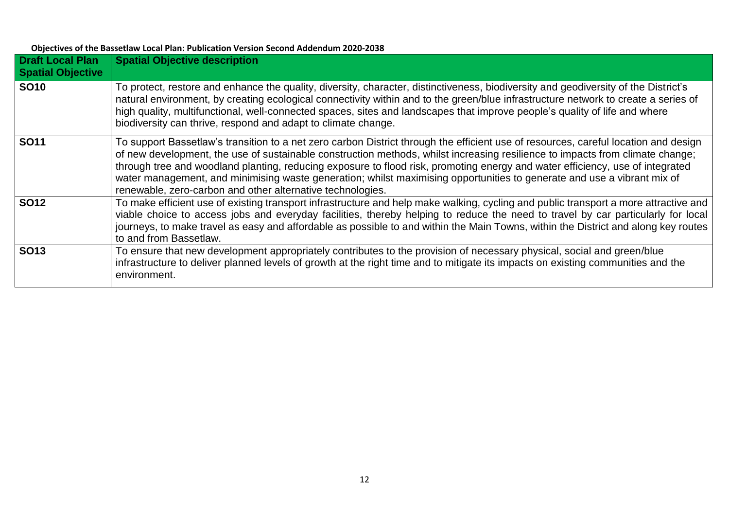**Objectives of the Bassetlaw Local Plan: Publication Version Second Addendum 2020-2038**

| Draft Local Plan Spatial Objective | Spatial Objective description |
|---|---|
| **SO10** | To protect, restore and enhance the quality, diversity, character, distinctiveness, biodiversity and geodiversity of the District's natural environment, by creating ecological connectivity within and to the green/blue infrastructure network to create a series of high quality, multifunctional, well-connected spaces, sites and landscapes that improve people's quality of life and where biodiversity can thrive, respond and adapt to climate change. |
| **SO11** | To support Bassetlaw's transition to a net zero carbon District through the efficient use of resources, careful location and design of new development, the use of sustainable construction methods, whilst increasing resilience to impacts from climate change; through tree and woodland planting, reducing exposure to flood risk, promoting energy and water efficiency, use of integrated water management, and minimising waste generation; whilst maximising opportunities to generate and use a vibrant mix of renewable, zero-carbon and other alternative technologies. |
| **SO12** | To make efficient use of existing transport infrastructure and help make walking, cycling and public transport a more attractive and viable choice to access jobs and everyday facilities, thereby helping to reduce the need to travel by car particularly for local journeys, to make travel as easy and affordable as possible to and within the Main Towns, within the District and along key routes to and from Bassetlaw. |
| **SO13** | To ensure that new development appropriately contributes to the provision of necessary physical, social and green/blue infrastructure to deliver planned levels of growth at the right time and to mitigate its impacts on existing communities and the environment. |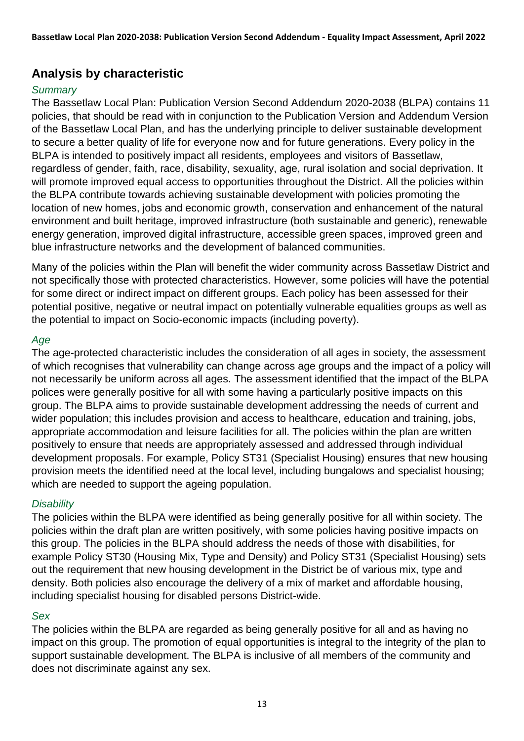## Analysis by characteristic

### *Summary*

The Bassetlaw Local Plan: Publication Version Second Addendum 2020-2038 (BLPA) contains 11 policies, that should be read with in conjunction to the Publication Version and Addendum Version of the Bassetlaw Local Plan, and has the underlying principle to deliver sustainable development to secure a better quality of life for everyone now and for future generations. Every policy in the BLPA is intended to positively impact all residents, employees and visitors of Bassetlaw, regardless of gender, faith, race, disability, sexuality, age, rural isolation and social deprivation. It will promote improved equal access to opportunities throughout the District. All the policies within the BLPA contribute towards achieving sustainable development with policies promoting the location of new homes, jobs and economic growth, conservation and enhancement of the natural environment and built heritage, improved infrastructure (both sustainable and generic), renewable energy generation, improved digital infrastructure, accessible green spaces, improved green and blue infrastructure networks and the development of balanced communities.

Many of the policies within the Plan will benefit the wider community across Bassetlaw District and not specifically those with protected characteristics. However, some policies will have the potential for some direct or indirect impact on different groups. Each policy has been assessed for their potential positive, negative or neutral impact on potentially vulnerable equalities groups as well as the potential to impact on Socio-economic impacts (including poverty).

### *Age*

The age-protected characteristic includes the consideration of all ages in society, the assessment of which recognises that vulnerability can change across age groups and the impact of a policy will not necessarily be uniform across all ages. The assessment identified that the impact of the BLPA polices were generally positive for all with some having a particularly positive impacts on this group. The BLPA aims to provide sustainable development addressing the needs of current and wider population; this includes provision and access to healthcare, education and training, jobs, appropriate accommodation and leisure facilities for all. The policies within the plan are written positively to ensure that needs are appropriately assessed and addressed through individual development proposals. For example, Policy ST31 (Specialist Housing) ensures that new housing provision meets the identified need at the local level, including bungalows and specialist housing; which are needed to support the ageing population.

### *Disability*

The policies within the BLPA were identified as being generally positive for all within society. The policies within the draft plan are written positively, with some policies having positive impacts on this group. The policies in the BLPA should address the needs of those with disabilities, for example Policy ST30 (Housing Mix, Type and Density) and Policy ST31 (Specialist Housing) sets out the requirement that new housing development in the District be of various mix, type and density. Both policies also encourage the delivery of a mix of market and affordable housing, including specialist housing for disabled persons District-wide.

### *Sex*

The policies within the BLPA are regarded as being generally positive for all and as having no impact on this group. The promotion of equal opportunities is integral to the integrity of the plan to support sustainable development. The BLPA is inclusive of all members of the community and does not discriminate against any sex.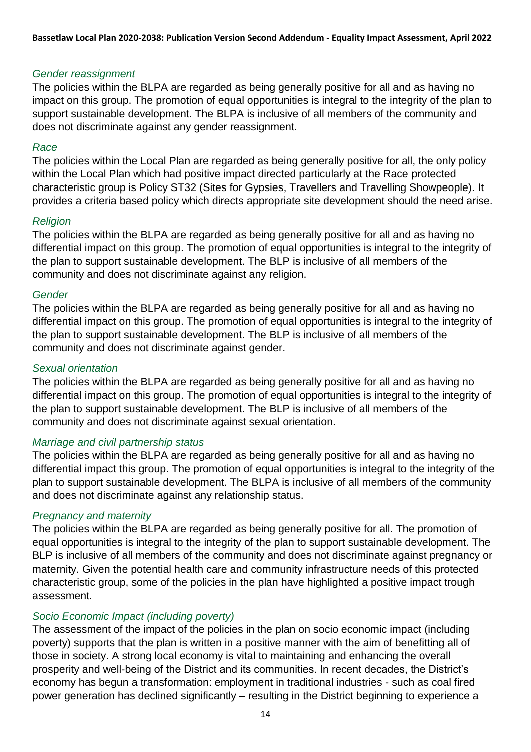*Gender reassignment*

The policies within the BLPA are regarded as being generally positive for all and as having no impact on this group. The promotion of equal opportunities is integral to the integrity of the plan to support sustainable development. The BLPA is inclusive of all members of the community and does not discriminate against any gender reassignment.

*Race*

The policies within the Local Plan are regarded as being generally positive for all, the only policy within the Local Plan which had positive impact directed particularly at the Race protected characteristic group is Policy ST32 (Sites for Gypsies, Travellers and Travelling Showpeople). It provides a criteria based policy which directs appropriate site development should the need arise.

*Religion*

The policies within the BLPA are regarded as being generally positive for all and as having no differential impact on this group. The promotion of equal opportunities is integral to the integrity of the plan to support sustainable development. The BLP is inclusive of all members of the community and does not discriminate against any religion.

*Gender*

The policies within the BLPA are regarded as being generally positive for all and as having no differential impact on this group. The promotion of equal opportunities is integral to the integrity of the plan to support sustainable development. The BLP is inclusive of all members of the community and does not discriminate against gender.

*Sexual orientation*

The policies within the BLPA are regarded as being generally positive for all and as having no differential impact on this group. The promotion of equal opportunities is integral to the integrity of the plan to support sustainable development. The BLP is inclusive of all members of the community and does not discriminate against sexual orientation.

*Marriage and civil partnership status*

The policies within the BLPA are regarded as being generally positive for all and as having no differential impact this group. The promotion of equal opportunities is integral to the integrity of the plan to support sustainable development. The BLPA is inclusive of all members of the community and does not discriminate against any relationship status.

*Pregnancy and maternity*

The policies within the BLPA are regarded as being generally positive for all. The promotion of equal opportunities is integral to the integrity of the plan to support sustainable development. The BLP is inclusive of all members of the community and does not discriminate against pregnancy or maternity. Given the potential health care and community infrastructure needs of this protected characteristic group, some of the policies in the plan have highlighted a positive impact trough assessment.

*Socio Economic Impact (including poverty)*

The assessment of the impact of the policies in the plan on socio economic impact (including poverty) supports that the plan is written in a positive manner with the aim of benefitting all of those in society. A strong local economy is vital to maintaining and enhancing the overall prosperity and well-being of the District and its communities. In recent decades, the District's economy has begun a transformation: employment in traditional industries - such as coal fired power generation has declined significantly – resulting in the District beginning to experience a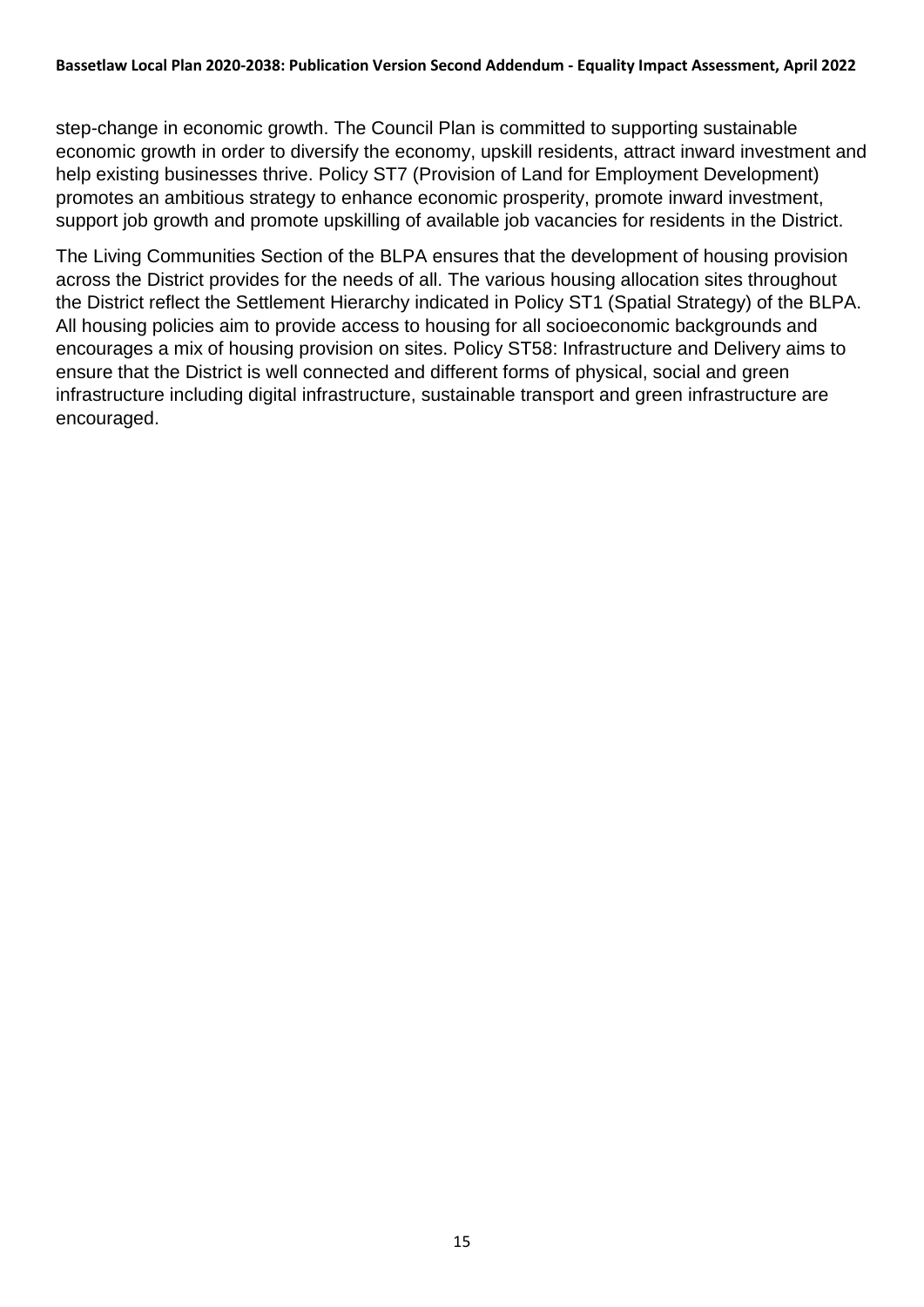step-change in economic growth. The Council Plan is committed to supporting sustainable economic growth in order to diversify the economy, upskill residents, attract inward investment and help existing businesses thrive. Policy ST7 (Provision of Land for Employment Development) promotes an ambitious strategy to enhance economic prosperity, promote inward investment, support job growth and promote upskilling of available job vacancies for residents in the District.

The Living Communities Section of the BLPA ensures that the development of housing provision across the District provides for the needs of all. The various housing allocation sites throughout the District reflect the Settlement Hierarchy indicated in Policy ST1 (Spatial Strategy) of the BLPA. All housing policies aim to provide access to housing for all socioeconomic backgrounds and encourages a mix of housing provision on sites. Policy ST58: Infrastructure and Delivery aims to ensure that the District is well connected and different forms of physical, social and green infrastructure including digital infrastructure, sustainable transport and green infrastructure are encouraged.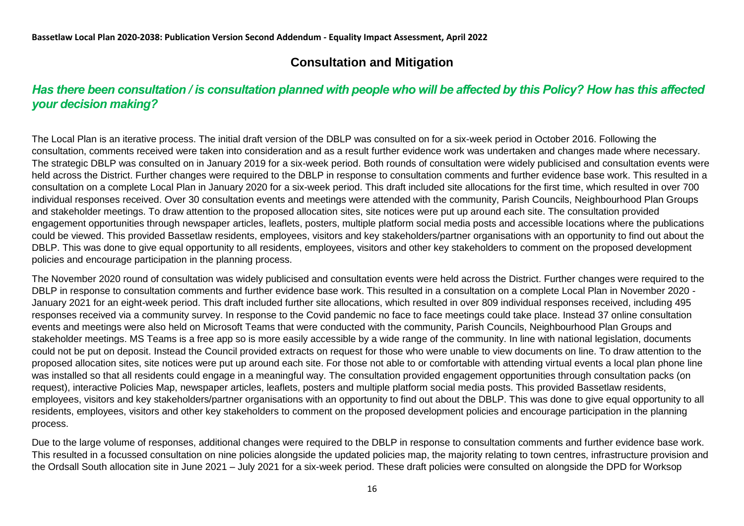## Consultation and Mitigation

### *Has there been consultation / is consultation planned with people who will be affected by this Policy? How has this affected your decision making?*

The Local Plan is an iterative process. The initial draft version of the DBLP was consulted on for a six-week period in October 2016. Following the consultation, comments received were taken into consideration and as a result further evidence work was undertaken and changes made where necessary. The strategic DBLP was consulted on in January 2019 for a six-week period. Both rounds of consultation were widely publicised and consultation events were held across the District. Further changes were required to the DBLP in response to consultation comments and further evidence base work. This resulted in a consultation on a complete Local Plan in January 2020 for a six-week period. This draft included site allocations for the first time, which resulted in over 700 individual responses received. Over 30 consultation events and meetings were attended with the community, Parish Councils, Neighbourhood Plan Groups and stakeholder meetings. To draw attention to the proposed allocation sites, site notices were put up around each site. The consultation provided engagement opportunities through newspaper articles, leaflets, posters, multiple platform social media posts and accessible locations where the publications could be viewed. This provided Bassetlaw residents, employees, visitors and key stakeholders/partner organisations with an opportunity to find out about the DBLP. This was done to give equal opportunity to all residents, employees, visitors and other key stakeholders to comment on the proposed development policies and encourage participation in the planning process.

The November 2020 round of consultation was widely publicised and consultation events were held across the District. Further changes were required to the DBLP in response to consultation comments and further evidence base work. This resulted in a consultation on a complete Local Plan in November 2020 - January 2021 for an eight-week period. This draft included further site allocations, which resulted in over 809 individual responses received, including 495 responses received via a community survey. In response to the Covid pandemic no face to face meetings could take place. Instead 37 online consultation events and meetings were also held on Microsoft Teams that were conducted with the community, Parish Councils, Neighbourhood Plan Groups and stakeholder meetings. MS Teams is a free app so is more easily accessible by a wide range of the community. In line with national legislation, documents could not be put on deposit. Instead the Council provided extracts on request for those who were unable to view documents on line. To draw attention to the proposed allocation sites, site notices were put up around each site. For those not able to or comfortable with attending virtual events a local plan phone line was installed so that all residents could engage in a meaningful way. The consultation provided engagement opportunities through consultation packs (on request), interactive Policies Map, newspaper articles, leaflets, posters and multiple platform social media posts. This provided Bassetlaw residents, employees, visitors and key stakeholders/partner organisations with an opportunity to find out about the DBLP. This was done to give equal opportunity to all residents, employees, visitors and other key stakeholders to comment on the proposed development policies and encourage participation in the planning process.

Due to the large volume of responses, additional changes were required to the DBLP in response to consultation comments and further evidence base work. This resulted in a focussed consultation on nine policies alongside the updated policies map, the majority relating to town centres, infrastructure provision and the Ordsall South allocation site in June 2021 – July 2021 for a six-week period. These draft policies were consulted on alongside the DPD for Worksop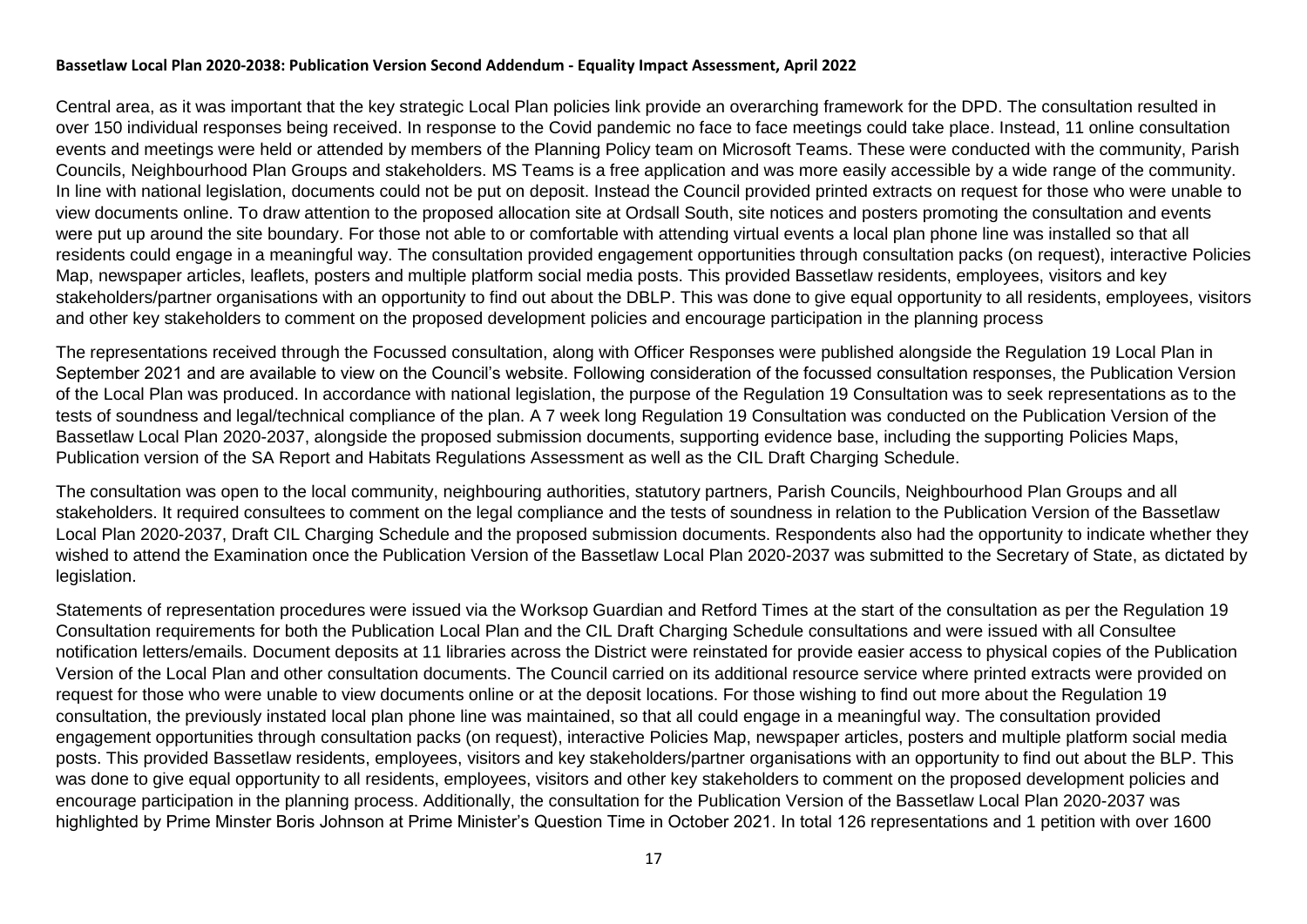Central area, as it was important that the key strategic Local Plan policies link provide an overarching framework for the DPD. The consultation resulted in over 150 individual responses being received. In response to the Covid pandemic no face to face meetings could take place. Instead, 11 online consultation events and meetings were held or attended by members of the Planning Policy team on Microsoft Teams. These were conducted with the community, Parish Councils, Neighbourhood Plan Groups and stakeholders. MS Teams is a free application and was more easily accessible by a wide range of the community. In line with national legislation, documents could not be put on deposit. Instead the Council provided printed extracts on request for those who were unable to view documents online. To draw attention to the proposed allocation site at Ordsall South, site notices and posters promoting the consultation and events were put up around the site boundary. For those not able to or comfortable with attending virtual events a local plan phone line was installed so that all residents could engage in a meaningful way. The consultation provided engagement opportunities through consultation packs (on request), interactive Policies Map, newspaper articles, leaflets, posters and multiple platform social media posts. This provided Bassetlaw residents, employees, visitors and key stakeholders/partner organisations with an opportunity to find out about the DBLP. This was done to give equal opportunity to all residents, employees, visitors and other key stakeholders to comment on the proposed development policies and encourage participation in the planning process

The representations received through the Focussed consultation, along with Officer Responses were published alongside the Regulation 19 Local Plan in September 2021 and are available to view on the Council's website. Following consideration of the focussed consultation responses, the Publication Version of the Local Plan was produced. In accordance with national legislation, the purpose of the Regulation 19 Consultation was to seek representations as to the tests of soundness and legal/technical compliance of the plan. A 7 week long Regulation 19 Consultation was conducted on the Publication Version of the Bassetlaw Local Plan 2020-2037, alongside the proposed submission documents, supporting evidence base, including the supporting Policies Maps, Publication version of the SA Report and Habitats Regulations Assessment as well as the CIL Draft Charging Schedule.

The consultation was open to the local community, neighbouring authorities, statutory partners, Parish Councils, Neighbourhood Plan Groups and all stakeholders. It required consultees to comment on the legal compliance and the tests of soundness in relation to the Publication Version of the Bassetlaw Local Plan 2020-2037, Draft CIL Charging Schedule and the proposed submission documents. Respondents also had the opportunity to indicate whether they wished to attend the Examination once the Publication Version of the Bassetlaw Local Plan 2020-2037 was submitted to the Secretary of State, as dictated by legislation.

Statements of representation procedures were issued via the Worksop Guardian and Retford Times at the start of the consultation as per the Regulation 19 Consultation requirements for both the Publication Local Plan and the CIL Draft Charging Schedule consultations and were issued with all Consultee notification letters/emails. Document deposits at 11 libraries across the District were reinstated for provide easier access to physical copies of the Publication Version of the Local Plan and other consultation documents. The Council carried on its additional resource service where printed extracts were provided on request for those who were unable to view documents online or at the deposit locations. For those wishing to find out more about the Regulation 19 consultation, the previously instated local plan phone line was maintained, so that all could engage in a meaningful way. The consultation provided engagement opportunities through consultation packs (on request), interactive Policies Map, newspaper articles, leaflets, posters and multiple platform social media posts. This provided Bassetlaw residents, employees, visitors and key stakeholders/partner organisations with an opportunity to find out about the BLP. This was done to give equal opportunity to all residents, employees, visitors and other key stakeholders to comment on the proposed development policies and encourage participation in the planning process. Additionally, the consultation for the Publication Version of the Bassetlaw Local Plan 2020-2037 was highlighted by Prime Minster Boris Johnson at Prime Minister's Question Time in October 2021. In total 126 representations and 1 petition with over 1600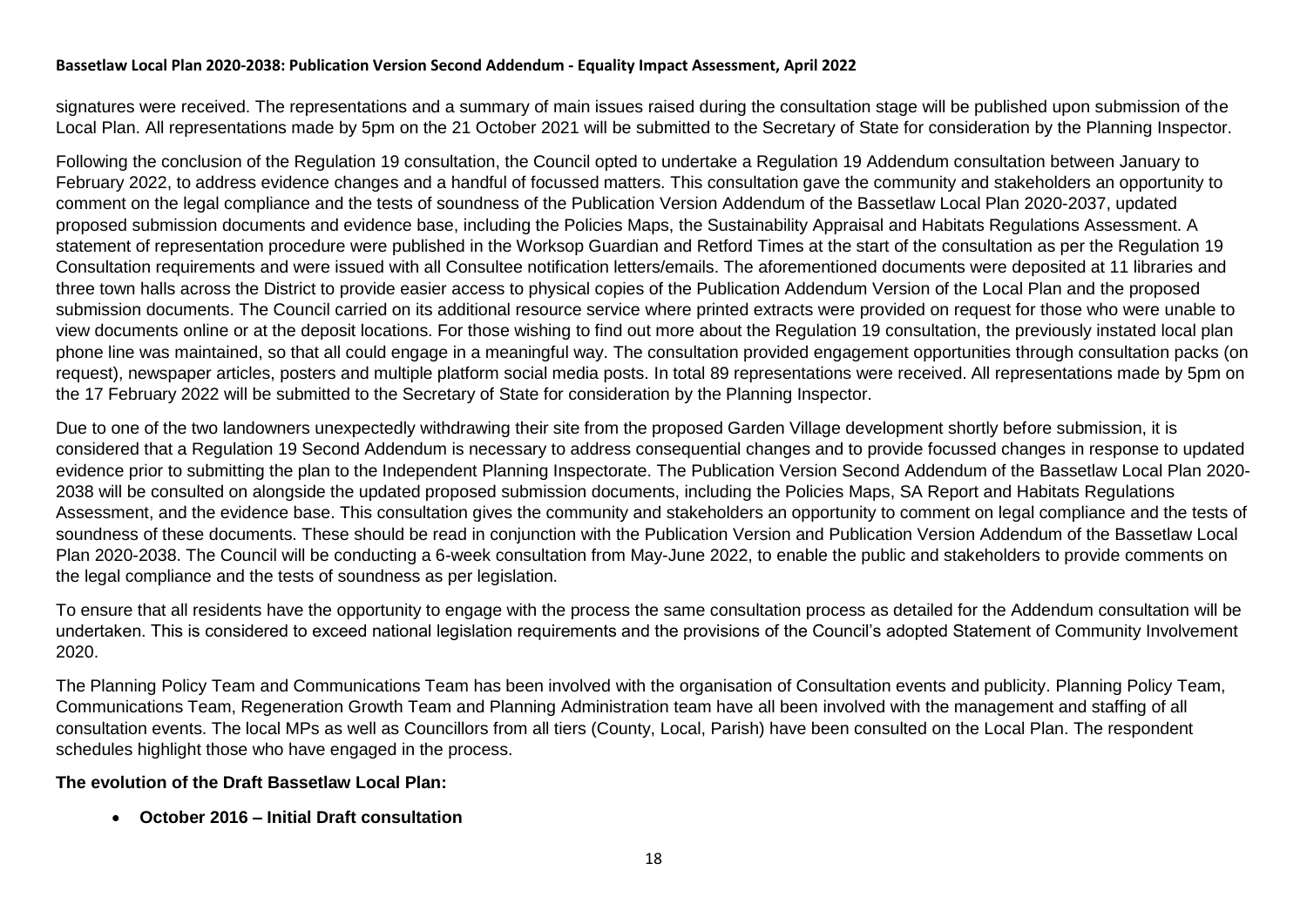signatures were received. The representations and a summary of main issues raised during the consultation stage will be published upon submission of the Local Plan. All representations made by 5pm on the 21 October 2021 will be submitted to the Secretary of State for consideration by the Planning Inspector.

Following the conclusion of the Regulation 19 consultation, the Council opted to undertake a Regulation 19 Addendum consultation between January to February 2022, to address evidence changes and a handful of focussed matters. This consultation gave the community and stakeholders an opportunity to comment on the legal compliance and the tests of soundness of the Publication Version Addendum of the Bassetlaw Local Plan 2020-2037, updated proposed submission documents and evidence base, including the Policies Maps, the Sustainability Appraisal and Habitats Regulations Assessment. A statement of representation procedure were published in the Worksop Guardian and Retford Times at the start of the consultation as per the Regulation 19 Consultation requirements and were issued with all Consultee notification letters/emails. The aforementioned documents were deposited at 11 libraries and three town halls across the District to provide easier access to physical copies of the Publication Addendum Version of the Local Plan and the proposed submission documents. The Council carried on its additional resource service where printed extracts were provided on request for those who were unable to view documents online or at the deposit locations. For those wishing to find out more about the Regulation 19 consultation, the previously instated local plan phone line was maintained, so that all could engage in a meaningful way. The consultation provided engagement opportunities through consultation packs (on request), newspaper articles, posters and multiple platform social media posts. In total 89 representations were received. All representations made by 5pm on the 17 February 2022 will be submitted to the Secretary of State for consideration by the Planning Inspector.

Due to one of the two landowners unexpectedly withdrawing their site from the proposed Garden Village development shortly before submission, it is considered that a Regulation 19 Second Addendum is necessary to address consequential changes and to provide focussed changes in response to updated evidence prior to submitting the plan to the Independent Planning Inspectorate. The Publication Version Second Addendum of the Bassetlaw Local Plan 2020-2038 will be consulted on alongside the updated proposed submission documents, including the Policies Maps, SA Report and Habitats Regulations Assessment, and the evidence base. This consultation gives the community and stakeholders an opportunity to comment on legal compliance and the tests of soundness of these documents. These should be read in conjunction with the Publication Version and Publication Version Addendum of the Bassetlaw Local Plan 2020-2038. The Council will be conducting a 6-week consultation from May-June 2022, to enable the public and stakeholders to provide comments on the legal compliance and the tests of soundness as per legislation.

To ensure that all residents have the opportunity to engage with the process the same consultation process as detailed for the Addendum consultation will be undertaken. This is considered to exceed national legislation requirements and the provisions of the Council's adopted Statement of Community Involvement 2020.

The Planning Policy Team and Communications Team has been involved with the organisation of Consultation events and publicity. Planning Policy Team, Communications Team, Regeneration Growth Team and Planning Administration team have all been involved with the management and staffing of all consultation events. The local MPs as well as Councillors from all tiers (County, Local, Parish) have been consulted on the Local Plan. The respondent schedules highlight those who have engaged in the process.

**The evolution of the Draft Bassetlaw Local Plan:**

- **October 2016 – Initial Draft consultation**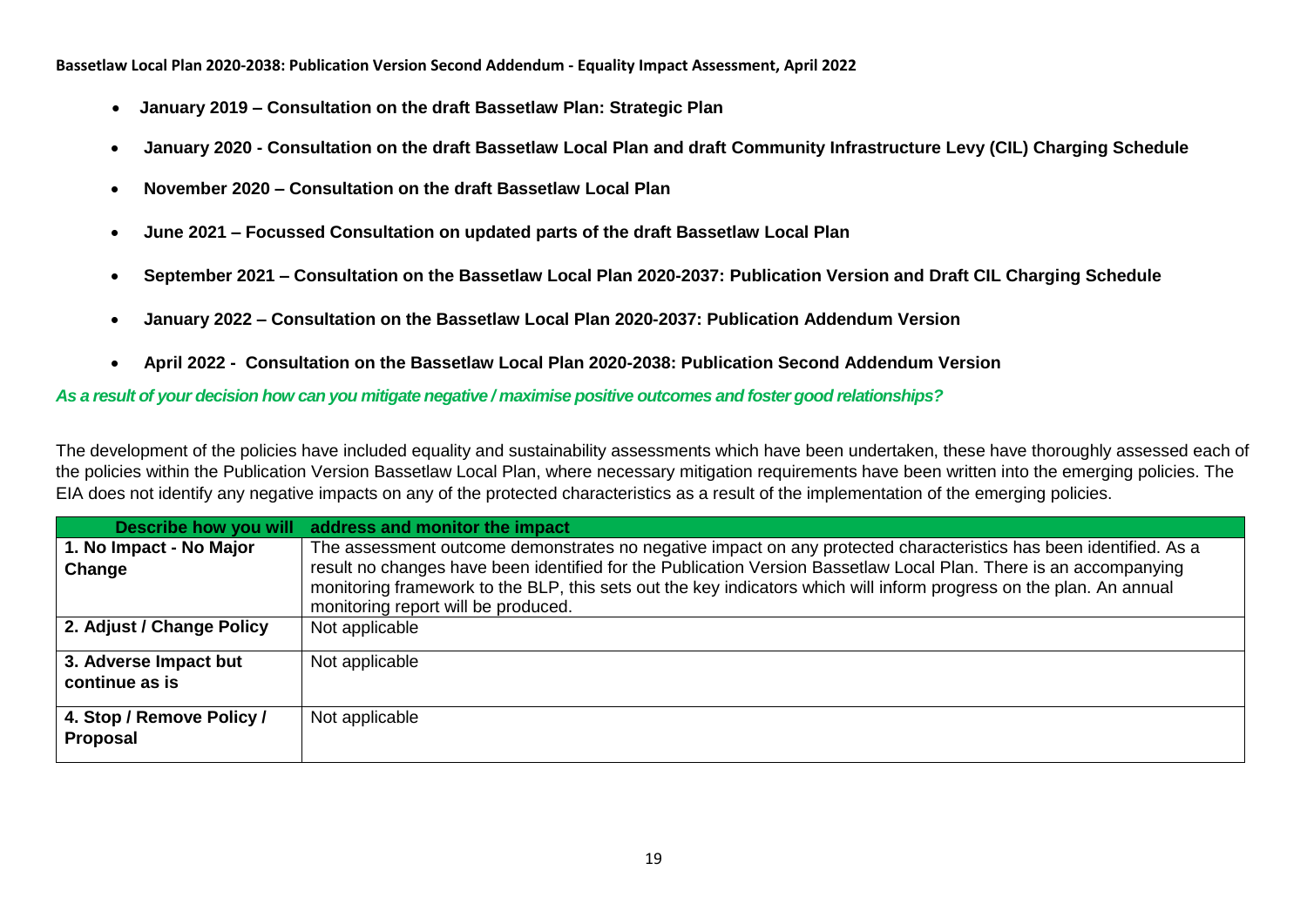- **January 2019 – Consultation on the draft Bassetlaw Plan: Strategic Plan**
- **January 2020 - Consultation on the draft Bassetlaw Local Plan and draft Community Infrastructure Levy (CIL) Charging Schedule**
- **November 2020 – Consultation on the draft Bassetlaw Local Plan**
- **June 2021 – Focussed Consultation on updated parts of the draft Bassetlaw Local Plan**
- **September 2021 – Consultation on the Bassetlaw Local Plan 2020-2037: Publication Version and Draft CIL Charging Schedule**
- **January 2022 – Consultation on the Bassetlaw Local Plan 2020-2037: Publication Addendum Version**
- **April 2022 - Consultation on the Bassetlaw Local Plan 2020-2038: Publication Second Addendum Version**

***As a result of your decision how can you mitigate negative / maximise positive outcomes and foster good relationships?***

The development of the policies have included equality and sustainability assessments which have been undertaken, these have thoroughly assessed each of the policies within the Publication Version Bassetlaw Local Plan, where necessary mitigation requirements have been written into the emerging policies. The EIA does not identify any negative impacts on any of the protected characteristics as a result of the implementation of the emerging policies.

| Describe how you will | address and monitor the impact |
|---|---|
| **1. No Impact - No Major Change** | The assessment outcome demonstrates no negative impact on any protected characteristics has been identified. As a result no changes have been identified for the Publication Version Bassetlaw Local Plan. There is an accompanying monitoring framework to the BLP, this sets out the key indicators which will inform progress on the plan. An annual monitoring report will be produced. |
| **2. Adjust / Change Policy** | Not applicable |
| **3. Adverse Impact but continue as is** | Not applicable |
| **4. Stop / Remove Policy / Proposal** | Not applicable |